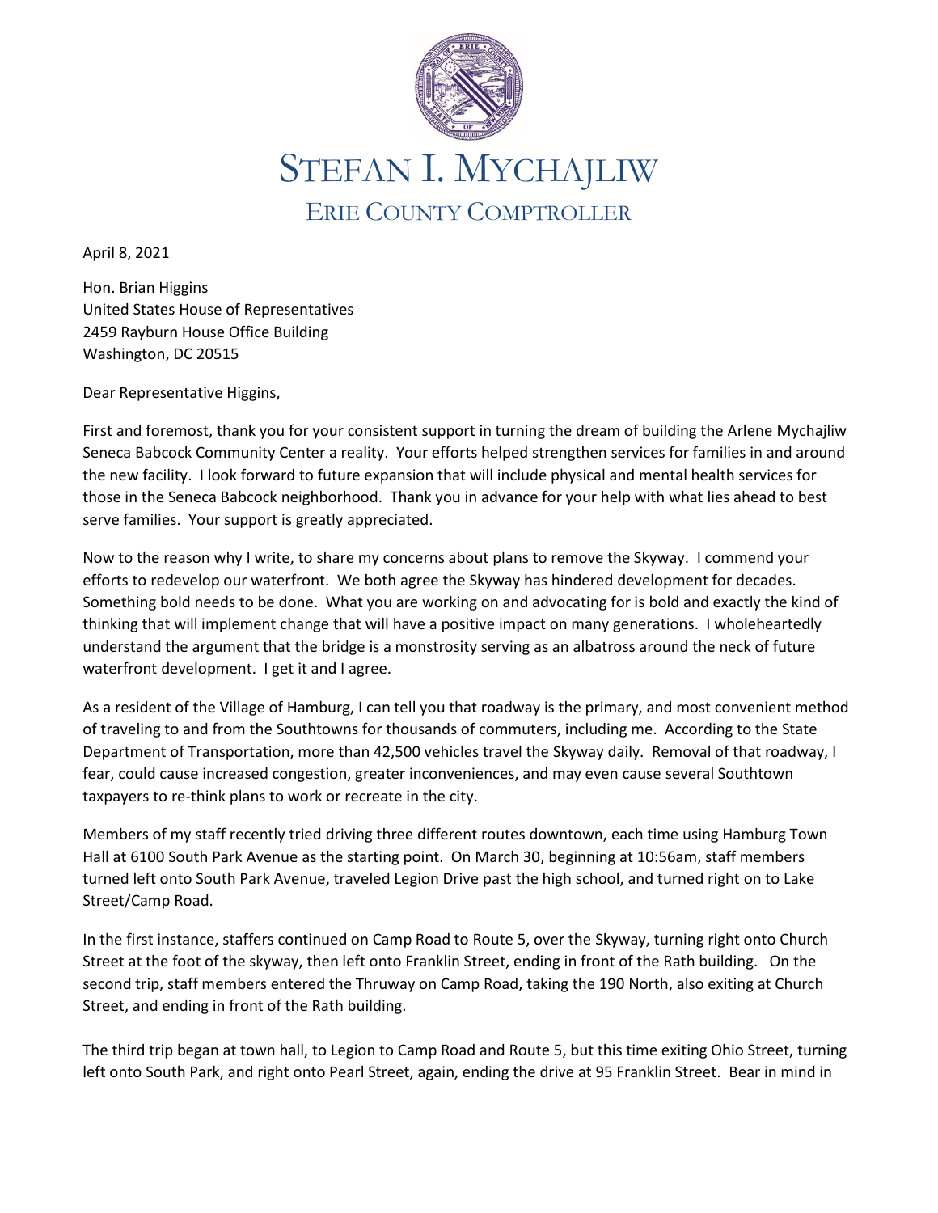# STEFAN I. MYCHAJLIW

## ERIE COUNTY COMPTROLLER

April 8, 2021

Hon. Brian Higgins
United States House of Representatives
2459 Rayburn House Office Building
Washington, DC 20515

Dear Representative Higgins,

First and foremost, thank you for your consistent support in turning the dream of building the Arlene Mychajliw Seneca Babcock Community Center a reality. Your efforts helped strengthen services for families in and around the new facility. I look forward to future expansion that will include physical and mental health services for those in the Seneca Babcock neighborhood. Thank you in advance for your help with what lies ahead to best serve families. Your support is greatly appreciated.

Now to the reason why I write, to share my concerns about plans to remove the Skyway. I commend your efforts to redevelop our waterfront. We both agree the Skyway has hindered development for decades. Something bold needs to be done. What you are working on and advocating for is bold and exactly the kind of thinking that will implement change that will have a positive impact on many generations. I wholeheartedly understand the argument that the bridge is a monstrosity serving as an albatross around the neck of future waterfront development. I get it and I agree.

As a resident of the Village of Hamburg, I can tell you that roadway is the primary, and most convenient method of traveling to and from the Southtowns for thousands of commuters, including me. According to the State Department of Transportation, more than 42,500 vehicles travel the Skyway daily. Removal of that roadway, I fear, could cause increased congestion, greater inconveniences, and may even cause several Southtown taxpayers to re-think plans to work or recreate in the city.

Members of my staff recently tried driving three different routes downtown, each time using Hamburg Town Hall at 6100 South Park Avenue as the starting point. On March 30, beginning at 10:56am, staff members turned left onto South Park Avenue, traveled Legion Drive past the high school, and turned right on to Lake Street/Camp Road.

In the first instance, staffers continued on Camp Road to Route 5, over the Skyway, turning right onto Church Street at the foot of the skyway, then left onto Franklin Street, ending in front of the Rath building. On the second trip, staff members entered the Thruway on Camp Road, taking the 190 North, also exiting at Church Street, and ending in front of the Rath building.

The third trip began at town hall, to Legion to Camp Road and Route 5, but this time exiting Ohio Street, turning left onto South Park, and right onto Pearl Street, again, ending the drive at 95 Franklin Street. Bear in mind in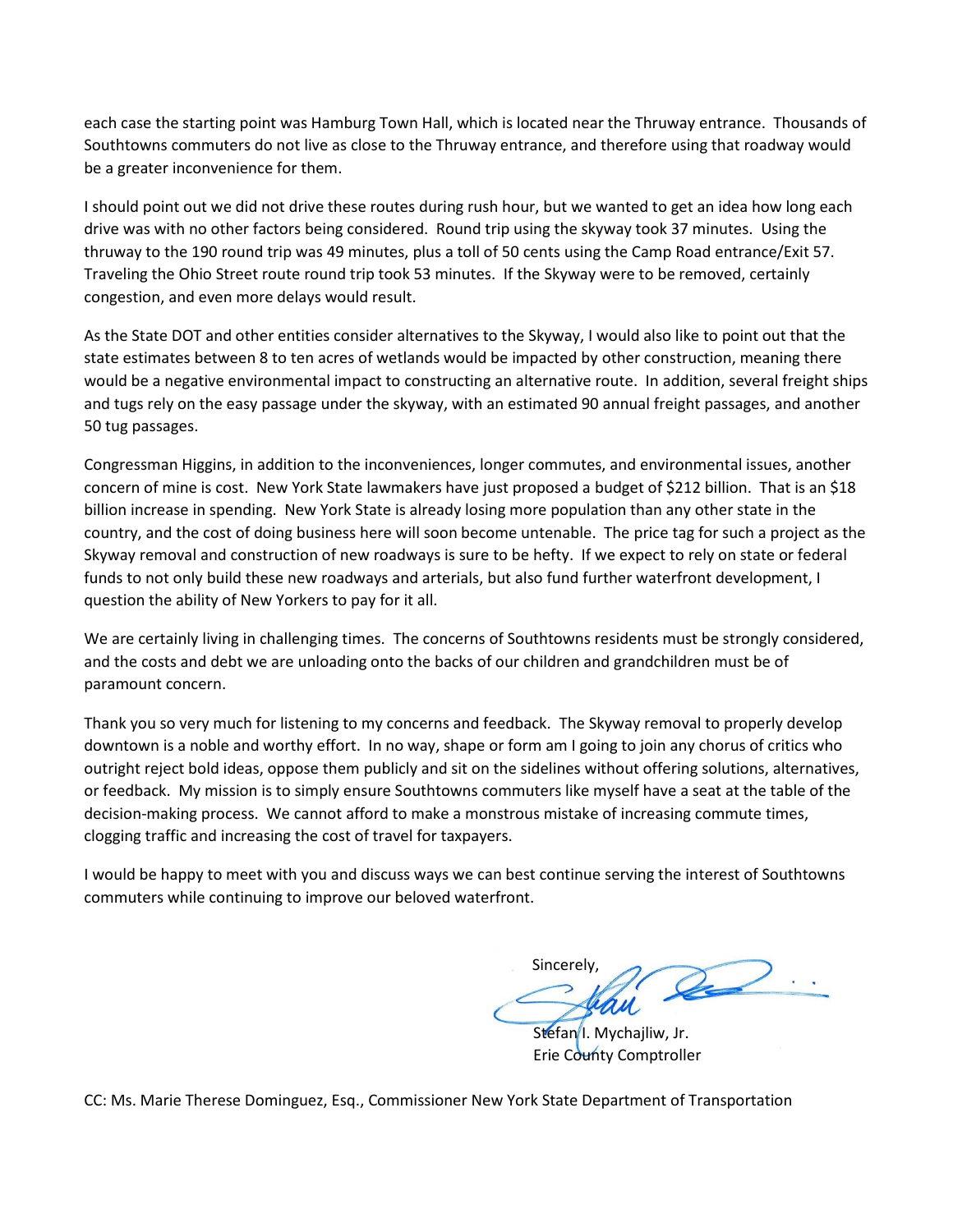each case the starting point was Hamburg Town Hall, which is located near the Thruway entrance. Thousands of Southtowns commuters do not live as close to the Thruway entrance, and therefore using that roadway would be a greater inconvenience for them.

I should point out we did not drive these routes during rush hour, but we wanted to get an idea how long each drive was with no other factors being considered. Round trip using the skyway took 37 minutes. Using the thruway to the 190 round trip was 49 minutes, plus a toll of 50 cents using the Camp Road entrance/Exit 57. Traveling the Ohio Street route round trip took 53 minutes. If the Skyway were to be removed, certainly congestion, and even more delays would result.

As the State DOT and other entities consider alternatives to the Skyway, I would also like to point out that the state estimates between 8 to ten acres of wetlands would be impacted by other construction, meaning there would be a negative environmental impact to constructing an alternative route. In addition, several freight ships and tugs rely on the easy passage under the skyway, with an estimated 90 annual freight passages, and another 50 tug passages.

Congressman Higgins, in addition to the inconveniences, longer commutes, and environmental issues, another concern of mine is cost. New York State lawmakers have just proposed a budget of $212 billion. That is an $18 billion increase in spending. New York State is already losing more population than any other state in the country, and the cost of doing business here will soon become untenable. The price tag for such a project as the Skyway removal and construction of new roadways is sure to be hefty. If we expect to rely on state or federal funds to not only build these new roadways and arterials, but also fund further waterfront development, I question the ability of New Yorkers to pay for it all.

We are certainly living in challenging times. The concerns of Southtowns residents must be strongly considered, and the costs and debt we are unloading onto the backs of our children and grandchildren must be of paramount concern.

Thank you so very much for listening to my concerns and feedback. The Skyway removal to properly develop downtown is a noble and worthy effort. In no way, shape or form am I going to join any chorus of critics who outright reject bold ideas, oppose them publicly and sit on the sidelines without offering solutions, alternatives, or feedback. My mission is to simply ensure Southtowns commuters like myself have a seat at the table of the decision-making process. We cannot afford to make a monstrous mistake of increasing commute times, clogging traffic and increasing the cost of travel for taxpayers.

I would be happy to meet with you and discuss ways we can best continue serving the interest of Southtowns commuters while continuing to improve our beloved waterfront.

Sincerely,

Stefan I. Mychajliw, Jr.
Erie County Comptroller

CC: Ms. Marie Therese Dominguez, Esq., Commissioner New York State Department of Transportation